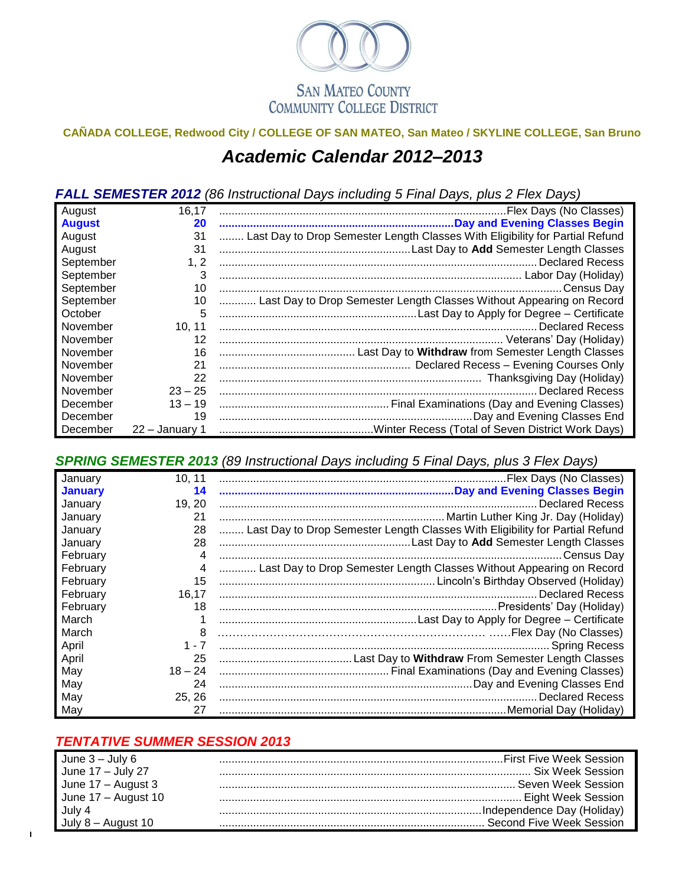# San Mateo County Community College District

**CAÑADA COLLEGE, Redwood City / COLLEGE OF SAN MATEO, San Mateo / SKYLINE COLLEGE, San Bruno**

## *Academic Calendar 2012–2013*

### *FALL SEMESTER 2012 (86 Instructional Days including 5 Final Days, plus 2 Flex Days)*

| Month | Date | Event |
|---|---|---|
| August | 16,17 | Flex Days (No Classes) |
| **August** | **20** | **Day and Evening Classes Begin** |
| August | 31 | Last Day to Drop Semester Length Classes With Eligibility for Partial Refund |
| August | 31 | Last Day to **Add** Semester Length Classes |
| September | 1, 2 | Declared Recess |
| September | 3 | Labor Day (Holiday) |
| September | 10 | Census Day |
| September | 10 | Last Day to Drop Semester Length Classes Without Appearing on Record |
| October | 5 | Last Day to Apply for Degree – Certificate |
| November | 10, 11 | Declared Recess |
| November | 12 | Veterans' Day (Holiday) |
| November | 16 | Last Day to **Withdraw** from Semester Length Classes |
| November | 21 | Declared Recess – Evening Courses Only |
| November | 22 | Thanksgiving Day (Holiday) |
| November | 23 – 25 | Declared Recess |
| December | 13 – 19 | Final Examinations (Day and Evening Classes) |
| December | 19 | Day and Evening Classes End |
| December | 22 – January 1 | Winter Recess (Total of Seven District Work Days) |

### *SPRING SEMESTER 2013 (89 Instructional Days including 5 Final Days, plus 3 Flex Days)*

| Month | Date | Event |
|---|---|---|
| January | 10, 11 | Flex Days (No Classes) |
| **January** | **14** | **Day and Evening Classes Begin** |
| January | 19, 20 | Declared Recess |
| January | 21 | Martin Luther King Jr. Day (Holiday) |
| January | 28 | Last Day to Drop Semester Length Classes With Eligibility for Partial Refund |
| January | 28 | Last Day to **Add** Semester Length Classes |
| February | 4 | Census Day |
| February | 4 | Last Day to Drop Semester Length Classes Without Appearing on Record |
| February | 15 | Lincoln's Birthday Observed (Holiday) |
| February | 16,17 | Declared Recess |
| February | 18 | Presidents' Day (Holiday) |
| March | 1 | Last Day to Apply for Degree – Certificate |
| March | 8 | Flex Day (No Classes) |
| April | 1 - 7 | Spring Recess |
| April | 25 | Last Day to **Withdraw** From Semester Length Classes |
| May | 18 – 24 | Final Examinations (Day and Evening Classes) |
| May | 24 | Day and Evening Classes End |
| May | 25, 26 | Declared Recess |
| May | 27 | Memorial Day (Holiday) |

### *TENTATIVE SUMMER SESSION 2013*

| Dates | Session |
|---|---|
| June 3 – July 6 | First Five Week Session |
| June 17 – July 27 | Six Week Session |
| June 17 – August 3 | Seven Week Session |
| June 17 – August 10 | Eight Week Session |
| July 4 | Independence Day (Holiday) |
| July 8 – August 10 | Second Five Week Session |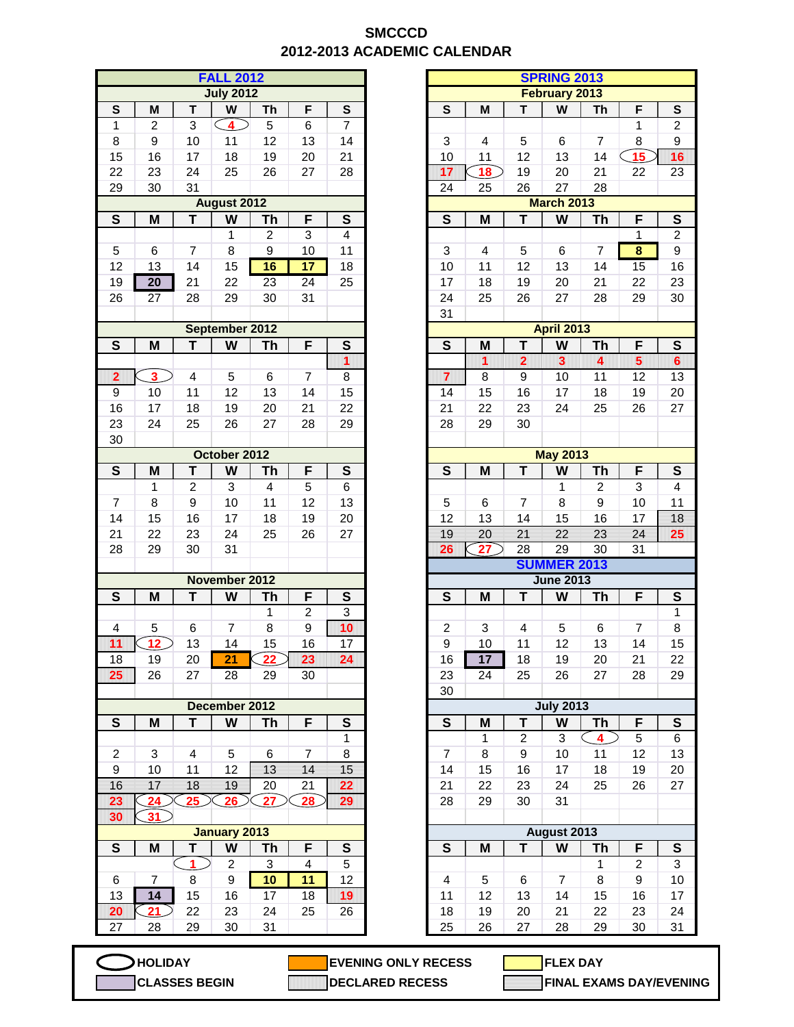# SMCCCD
## 2012-2013 ACADEMIC CALENDAR

### FALL 2012

**July 2012**

| S | M | T | W | Th | F | S |
|---|---|---|---|---|---|---|
| 1 | 2 | 3 | 4 | 5 | 6 | 7 |
| 8 | 9 | 10 | 11 | 12 | 13 | 14 |
| 15 | 16 | 17 | 18 | 19 | 20 | 21 |
| 22 | 23 | 24 | 25 | 26 | 27 | 28 |
| 29 | 30 | 31 | | | | |

**August 2012**

| S | M | T | W | Th | F | S |
|---|---|---|---|---|---|---|
| | | | 1 | 2 | 3 | 4 |
| 5 | 6 | 7 | 8 | 9 | 10 | 11 |
| 12 | 13 | 14 | 15 | 16 | 17 | 18 |
| 19 | 20 | 21 | 22 | 23 | 24 | 25 |
| 26 | 27 | 28 | 29 | 30 | 31 | |

**September 2012**

| S | M | T | W | Th | F | S |
|---|---|---|---|---|---|---|
| | | | | | | 1 |
| 2 | 3 | 4 | 5 | 6 | 7 | 8 |
| 9 | 10 | 11 | 12 | 13 | 14 | 15 |
| 16 | 17 | 18 | 19 | 20 | 21 | 22 |
| 23 | 24 | 25 | 26 | 27 | 28 | 29 |
| 30 | | | | | | |

**October 2012**

| S | M | T | W | Th | F | S |
|---|---|---|---|---|---|---|
| | 1 | 2 | 3 | 4 | 5 | 6 |
| 7 | 8 | 9 | 10 | 11 | 12 | 13 |
| 14 | 15 | 16 | 17 | 18 | 19 | 20 |
| 21 | 22 | 23 | 24 | 25 | 26 | 27 |
| 28 | 29 | 30 | 31 | | | |

**November 2012**

| S | M | T | W | Th | F | S |
|---|---|---|---|---|---|---|
| | | | | 1 | 2 | 3 |
| 4 | 5 | 6 | 7 | 8 | 9 | 10 |
| 11 | 12 | 13 | 14 | 15 | 16 | 17 |
| 18 | 19 | 20 | 21 | 22 | 23 | 24 |
| 25 | 26 | 27 | 28 | 29 | 30 | |

**December 2012**

| S | M | T | W | Th | F | S |
|---|---|---|---|---|---|---|
| | | | | | | 1 |
| 2 | 3 | 4 | 5 | 6 | 7 | 8 |
| 9 | 10 | 11 | 12 | 13 | 14 | 15 |
| 16 | 17 | 18 | 19 | 20 | 21 | 22 |
| 23 | 24 | 25 | 26 | 27 | 28 | 29 |
| 30 | 31 | | | | | |

**January 2013**

| S | M | T | W | Th | F | S |
|---|---|---|---|---|---|---|
| | | 1 | 2 | 3 | 4 | 5 |
| 6 | 7 | 8 | 9 | 10 | 11 | 12 |
| 13 | 14 | 15 | 16 | 17 | 18 | 19 |
| 20 | 21 | 22 | 23 | 24 | 25 | 26 |
| 27 | 28 | 29 | 30 | 31 | | |

### SPRING 2013

**February 2013**

| S | M | T | W | Th | F | S |
|---|---|---|---|---|---|---|
| | | | | | 1 | 2 |
| 3 | 4 | 5 | 6 | 7 | 8 | 9 |
| 10 | 11 | 12 | 13 | 14 | 15 | 16 |
| 17 | 18 | 19 | 20 | 21 | 22 | 23 |
| 24 | 25 | 26 | 27 | 28 | | |

**March 2013**

| S | M | T | W | Th | F | S |
|---|---|---|---|---|---|---|
| | | | | | 1 | 2 |
| 3 | 4 | 5 | 6 | 7 | 8 | 9 |
| 10 | 11 | 12 | 13 | 14 | 15 | 16 |
| 17 | 18 | 19 | 20 | 21 | 22 | 23 |
| 24 | 25 | 26 | 27 | 28 | 29 | 30 |
| 31 | | | | | | |

**April 2013**

| S | M | T | W | Th | F | S |
|---|---|---|---|---|---|---|
| | 1 | 2 | 3 | 4 | 5 | 6 |
| 7 | 8 | 9 | 10 | 11 | 12 | 13 |
| 14 | 15 | 16 | 17 | 18 | 19 | 20 |
| 21 | 22 | 23 | 24 | 25 | 26 | 27 |
| 28 | 29 | 30 | | | | |

**May 2013**

| S | M | T | W | Th | F | S |
|---|---|---|---|---|---|---|
| | | | 1 | 2 | 3 | 4 |
| 5 | 6 | 7 | 8 | 9 | 10 | 11 |
| 12 | 13 | 14 | 15 | 16 | 17 | 18 |
| 19 | 20 | 21 | 22 | 23 | 24 | 25 |
| 26 | 27 | 28 | 29 | 30 | 31 | |

### SUMMER 2013

**June 2013**

| S | M | T | W | Th | F | S |
|---|---|---|---|---|---|---|
| | | | | | | 1 |
| 2 | 3 | 4 | 5 | 6 | 7 | 8 |
| 9 | 10 | 11 | 12 | 13 | 14 | 15 |
| 16 | 17 | 18 | 19 | 20 | 21 | 22 |
| 23 | 24 | 25 | 26 | 27 | 28 | 29 |
| 30 | | | | | | |

**July 2013**

| S | M | T | W | Th | F | S |
|---|---|---|---|---|---|---|
| | 1 | 2 | 3 | 4 | 5 | 6 |
| 7 | 8 | 9 | 10 | 11 | 12 | 13 |
| 14 | 15 | 16 | 17 | 18 | 19 | 20 |
| 21 | 22 | 23 | 24 | 25 | 26 | 27 |
| 28 | 29 | 30 | 31 | | | |

**August 2013**

| S | M | T | W | Th | F | S |
|---|---|---|---|---|---|---|
| | | | | 1 | 2 | 3 |
| 4 | 5 | 6 | 7 | 8 | 9 | 10 |
| 11 | 12 | 13 | 14 | 15 | 16 | 17 |
| 18 | 19 | 20 | 21 | 22 | 23 | 24 |
| 25 | 26 | 27 | 28 | 29 | 30 | 31 |

HOLIDAY | EVENING ONLY RECESS | FLEX DAY

CLASSES BEGIN | DECLARED RECESS | FINAL EXAMS DAY/EVENING